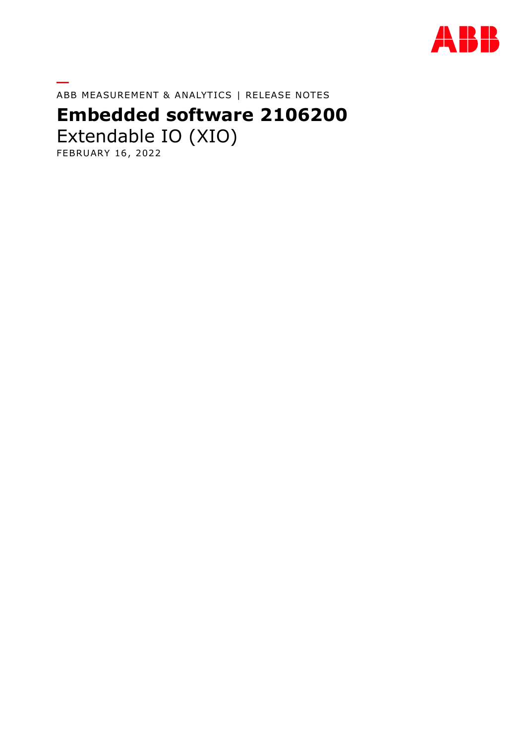ABB MEASUREMENT & ANALYTICS | RELEASE NOTES

# Embedded software 2106200

Extendable IO (XIO)

FEBRUARY 16, 2022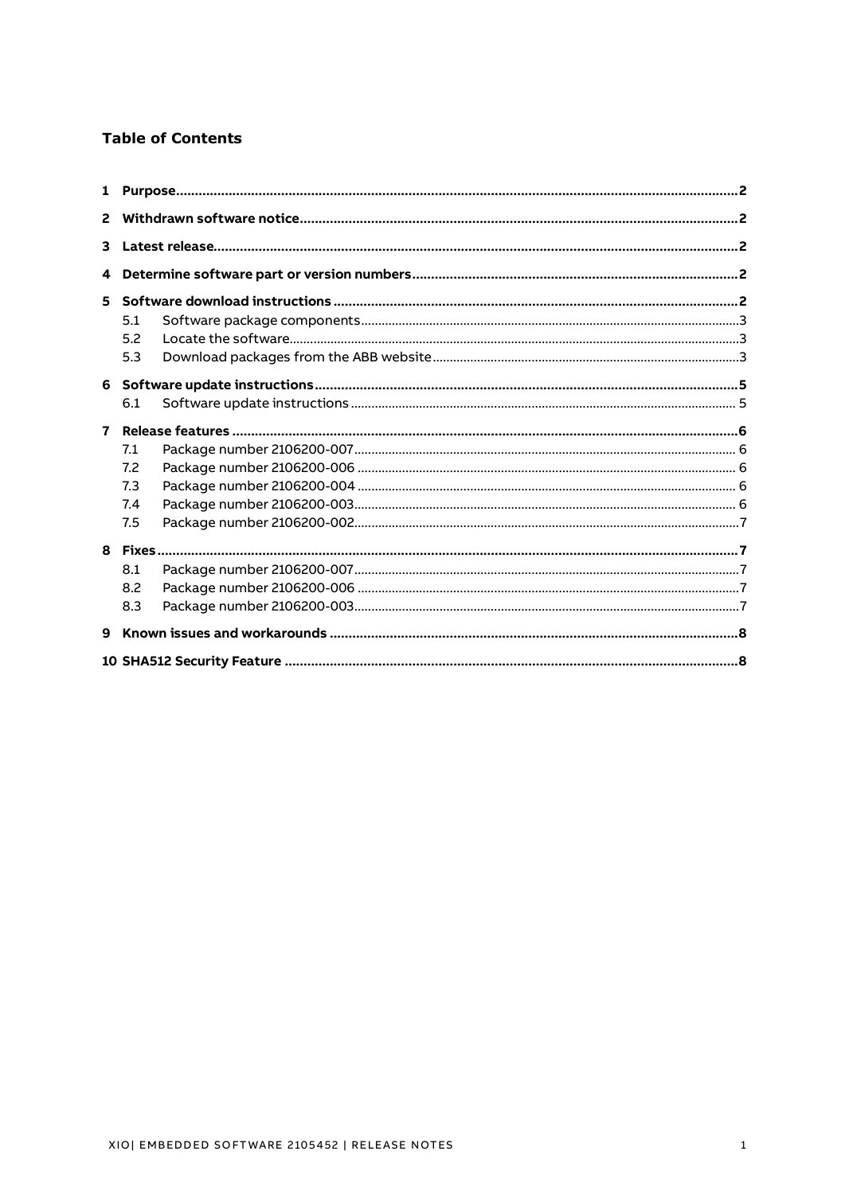## Table of Contents

- 1 Purpose ........ 2
- 2 Withdrawn software notice ........ 2
- 3 Latest release ........ 2
- 4 Determine software part or version numbers ........ 2
- 5 Software download instructions ........ 2
  - 5.1 Software package components ........ 3
  - 5.2 Locate the software ........ 3
  - 5.3 Download packages from the ABB website ........ 3
- 6 Software update instructions ........ 5
  - 6.1 Software update instructions ........ 5
- 7 Release features ........ 6
  - 7.1 Package number 2106200-007 ........ 6
  - 7.2 Package number 2106200-006 ........ 6
  - 7.3 Package number 2106200-004 ........ 6
  - 7.4 Package number 2106200-003 ........ 6
  - 7.5 Package number 2106200-002 ........ 7
- 8 Fixes ........ 7
  - 8.1 Package number 2106200-007 ........ 7
  - 8.2 Package number 2106200-006 ........ 7
  - 8.3 Package number 2106200-003 ........ 7
- 9 Known issues and workarounds ........ 8
- 10 SHA512 Security Feature ........ 8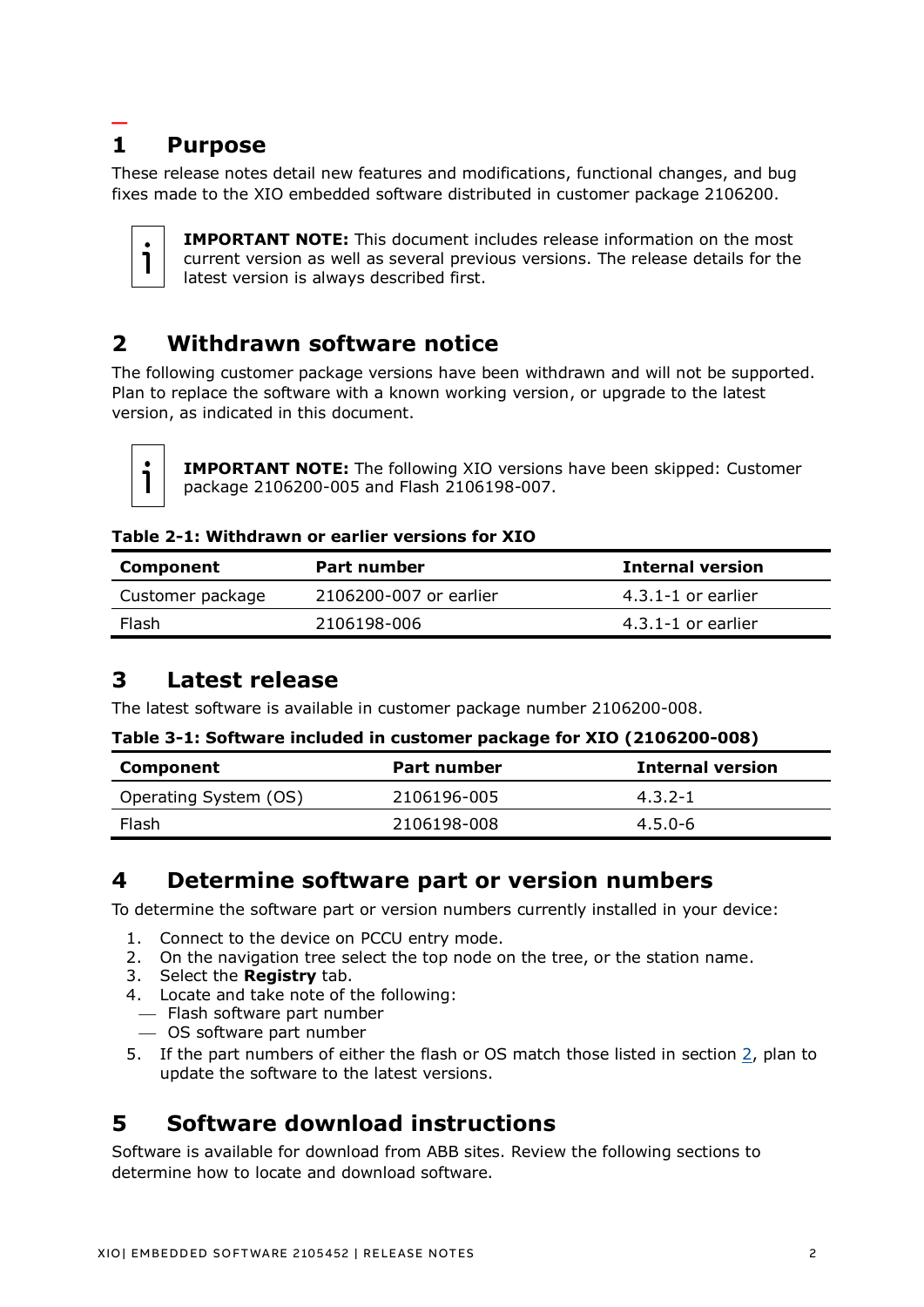# 1 Purpose

These release notes detail new features and modifications, functional changes, and bug fixes made to the XIO embedded software distributed in customer package 2106200.

**IMPORTANT NOTE:** This document includes release information on the most current version as well as several previous versions. The release details for the latest version is always described first.

# 2 Withdrawn software notice

The following customer package versions have been withdrawn and will not be supported. Plan to replace the software with a known working version, or upgrade to the latest version, as indicated in this document.

**IMPORTANT NOTE:** The following XIO versions have been skipped: Customer package 2106200-005 and Flash 2106198-007.

**Table 2-1: Withdrawn or earlier versions for XIO**

| Component | Part number | Internal version |
|---|---|---|
| Customer package | 2106200-007 or earlier | 4.3.1-1 or earlier |
| Flash | 2106198-006 | 4.3.1-1 or earlier |

# 3 Latest release

The latest software is available in customer package number 2106200-008.

**Table 3-1: Software included in customer package for XIO (2106200-008)**

| Component | Part number | Internal version |
|---|---|---|
| Operating System (OS) | 2106196-005 | 4.3.2-1 |
| Flash | 2106198-008 | 4.5.0-6 |

# 4 Determine software part or version numbers

To determine the software part or version numbers currently installed in your device:

1. Connect to the device on PCCU entry mode.
2. On the navigation tree select the top node on the tree, or the station name.
3. Select the **Registry** tab.
4. Locate and take note of the following:
   - Flash software part number
   - OS software part number
5. If the part numbers of either the flash or OS match those listed in section 2, plan to update the software to the latest versions.

# 5 Software download instructions

Software is available for download from ABB sites. Review the following sections to determine how to locate and download software.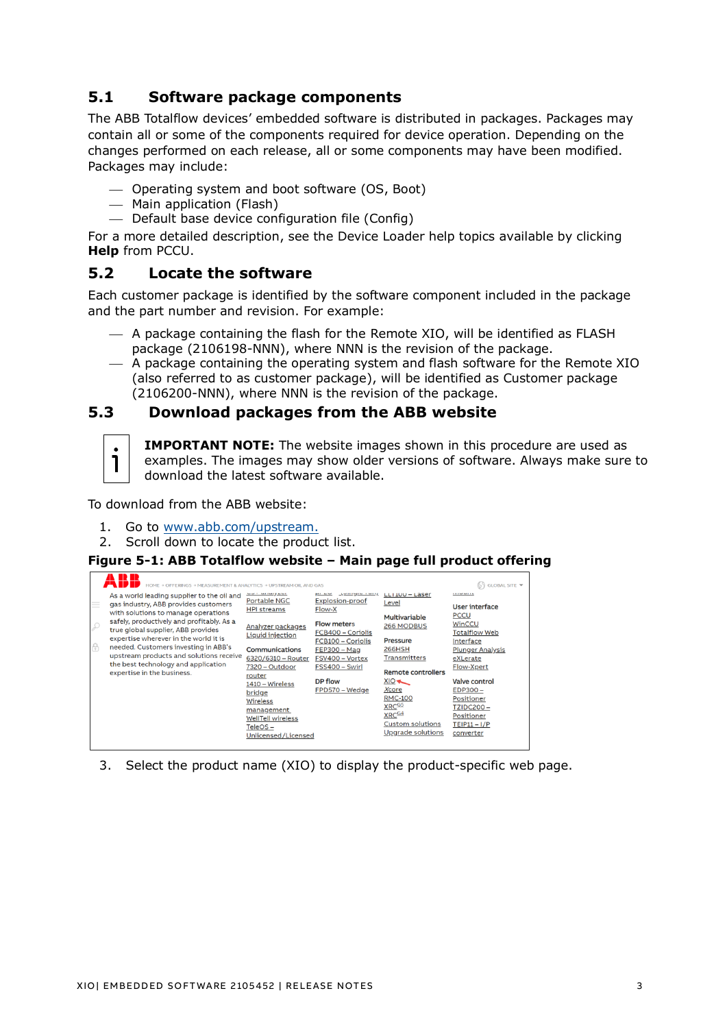## 5.1 Software package components

The ABB Totalflow devices' embedded software is distributed in packages. Packages may contain all or some of the components required for device operation. Depending on the changes performed on each release, all or some components may have been modified. Packages may include:

- Operating system and boot software (OS, Boot)
- Main application (Flash)
- Default base device configuration file (Config)

For a more detailed description, see the Device Loader help topics available by clicking **Help** from PCCU.

## 5.2 Locate the software

Each customer package is identified by the software component included in the package and the part number and revision. For example:

- A package containing the flash for the Remote XIO, will be identified as FLASH package (2106198-NNN), where NNN is the revision of the package.
- A package containing the operating system and flash software for the Remote XIO (also referred to as customer package), will be identified as Customer package (2106200-NNN), where NNN is the revision of the package.

## 5.3 Download packages from the ABB website

**IMPORTANT NOTE:** The website images shown in this procedure are used as examples. The images may show older versions of software. Always make sure to download the latest software available.

To download from the ABB website:

1. Go to www.abb.com/upstream.
2. Scroll down to locate the product list.

**Figure 5-1: ABB Totalflow website – Main page full product offering**

3. Select the product name (XIO) to display the product-specific web page.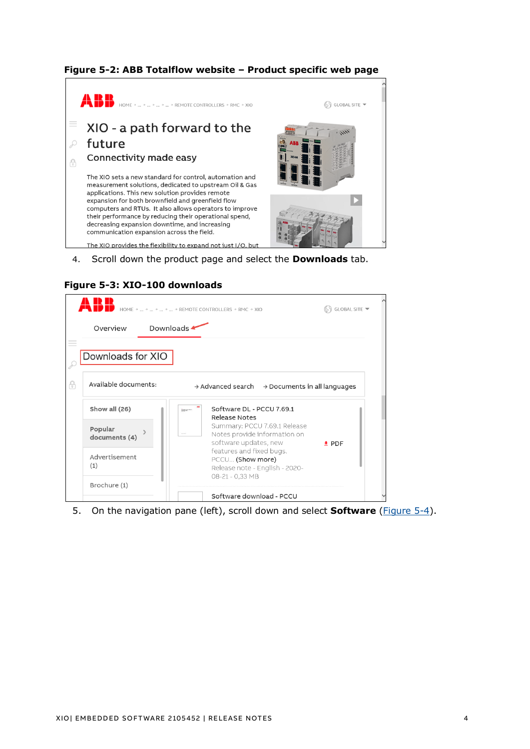**Figure 5-2: ABB Totalflow website – Product specific web page**

4. Scroll down the product page and select the **Downloads** tab.

**Figure 5-3: XIO-100 downloads**

5. On the navigation pane (left), scroll down and select **Software** (Figure 5-4).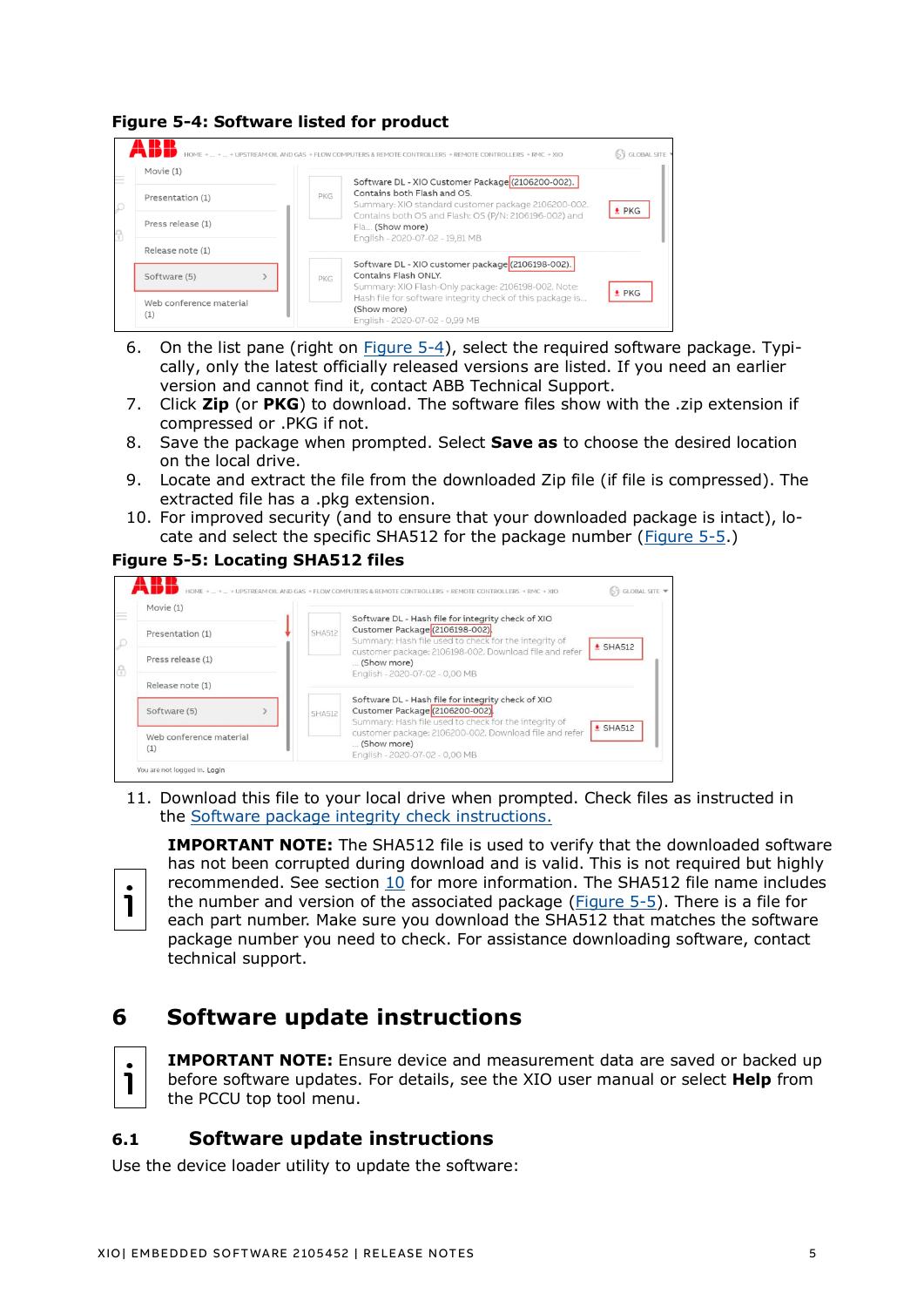**Figure 5-4: Software listed for product**

6. On the list pane (right on Figure 5-4), select the required software package. Typically, only the latest officially released versions are listed. If you need an earlier version and cannot find it, contact ABB Technical Support.
7. Click **Zip** (or **PKG**) to download. The software files show with the .zip extension if compressed or .PKG if not.
8. Save the package when prompted. Select **Save as** to choose the desired location on the local drive.
9. Locate and extract the file from the downloaded Zip file (if file is compressed). The extracted file has a .pkg extension.
10. For improved security (and to ensure that your downloaded package is intact), locate and select the specific SHA512 for the package number (Figure 5-5.)

**Figure 5-5: Locating SHA512 files**

11. Download this file to your local drive when prompted. Check files as instructed in the Software package integrity check instructions.

**IMPORTANT NOTE:** The SHA512 file is used to verify that the downloaded software has not been corrupted during download and is valid. This is not required but highly recommended. See section 10 for more information. The SHA512 file name includes the number and version of the associated package (Figure 5-5). There is a file for each part number. Make sure you download the SHA512 that matches the software package number you need to check. For assistance downloading software, contact technical support.

# 6 Software update instructions

**IMPORTANT NOTE:** Ensure device and measurement data are saved or backed up before software updates. For details, see the XIO user manual or select **Help** from the PCCU top tool menu.

## 6.1 Software update instructions

Use the device loader utility to update the software: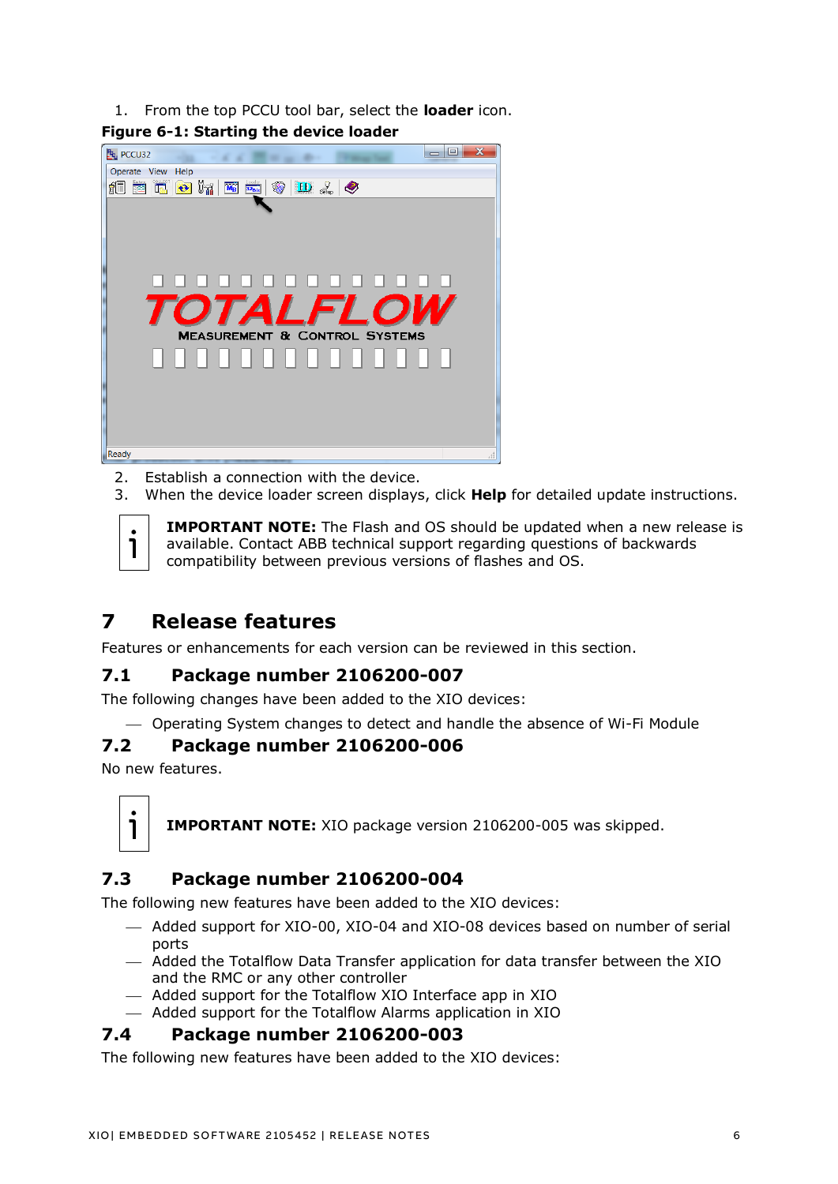1. From the top PCCU tool bar, select the **loader** icon.

**Figure 6-1: Starting the device loader**

2. Establish a connection with the device.
3. When the device loader screen displays, click **Help** for detailed update instructions.

**IMPORTANT NOTE:** The Flash and OS should be updated when a new release is available. Contact ABB technical support regarding questions of backwards compatibility between previous versions of flashes and OS.

# 7 Release features

Features or enhancements for each version can be reviewed in this section.

## 7.1 Package number 2106200-007

The following changes have been added to the XIO devices:

- Operating System changes to detect and handle the absence of Wi-Fi Module

## 7.2 Package number 2106200-006

No new features.

**IMPORTANT NOTE:** XIO package version 2106200-005 was skipped.

## 7.3 Package number 2106200-004

The following new features have been added to the XIO devices:

- Added support for XIO-00, XIO-04 and XIO-08 devices based on number of serial ports
- Added the Totalflow Data Transfer application for data transfer between the XIO and the RMC or any other controller
- Added support for the Totalflow XIO Interface app in XIO
- Added support for the Totalflow Alarms application in XIO

## 7.4 Package number 2106200-003

The following new features have been added to the XIO devices: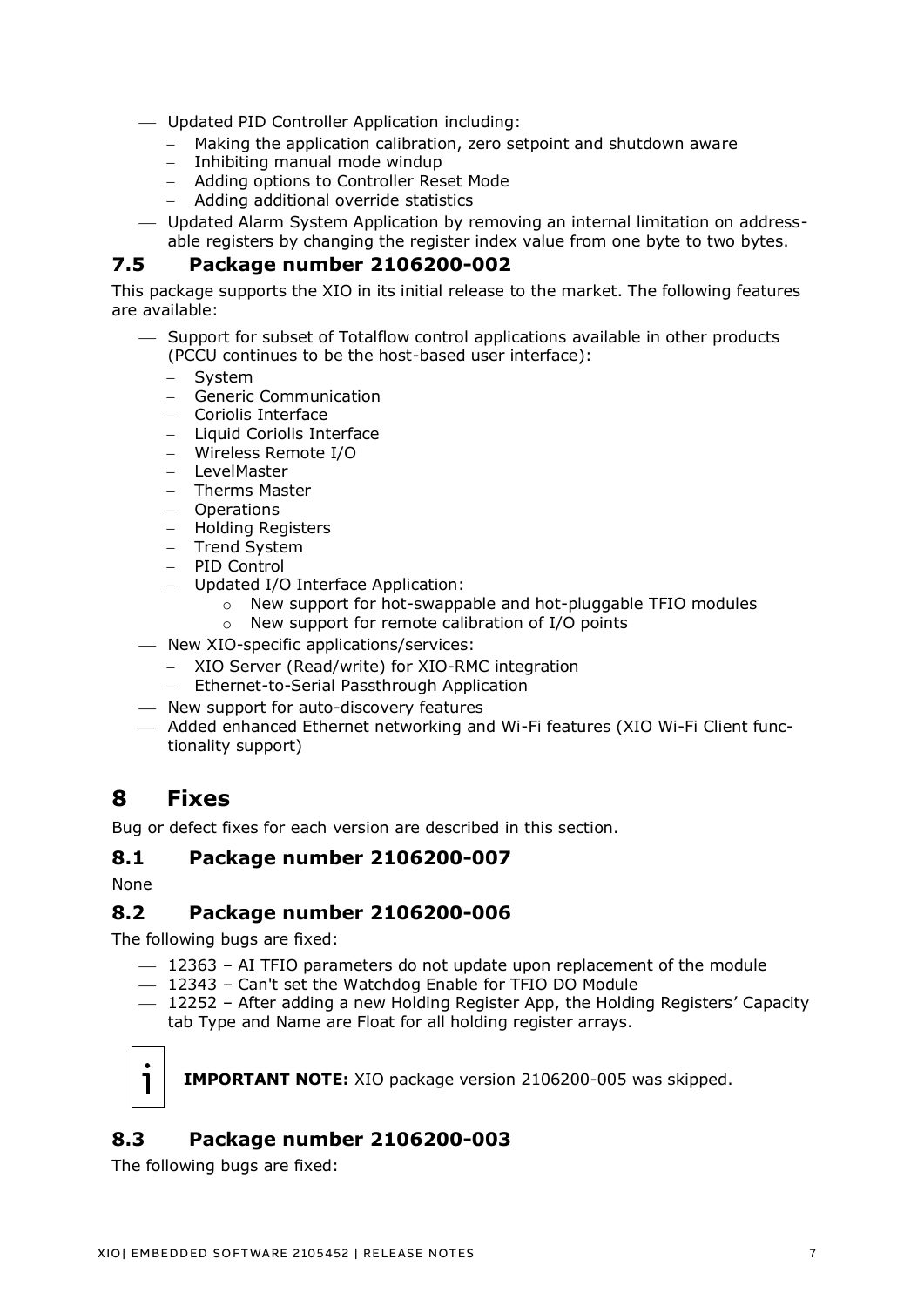- Updated PID Controller Application including:
  - Making the application calibration, zero setpoint and shutdown aware
  - Inhibiting manual mode windup
  - Adding options to Controller Reset Mode
  - Adding additional override statistics
- Updated Alarm System Application by removing an internal limitation on addressable registers by changing the register index value from one byte to two bytes.

## 7.5 Package number 2106200-002

This package supports the XIO in its initial release to the market. The following features are available:

- Support for subset of Totalflow control applications available in other products (PCCU continues to be the host-based user interface):
  - System
  - Generic Communication
  - Coriolis Interface
  - Liquid Coriolis Interface
  - Wireless Remote I/O
  - LevelMaster
  - Therms Master
  - Operations
  - Holding Registers
  - Trend System
  - PID Control
  - Updated I/O Interface Application:
    - New support for hot-swappable and hot-pluggable TFIO modules
    - New support for remote calibration of I/O points
- New XIO-specific applications/services:
  - XIO Server (Read/write) for XIO-RMC integration
  - Ethernet-to-Serial Passthrough Application
- New support for auto-discovery features
- Added enhanced Ethernet networking and Wi-Fi features (XIO Wi-Fi Client functionality support)

# 8 Fixes

Bug or defect fixes for each version are described in this section.

## 8.1 Package number 2106200-007

None

## 8.2 Package number 2106200-006

The following bugs are fixed:

- 12363 – AI TFIO parameters do not update upon replacement of the module
- 12343 – Can't set the Watchdog Enable for TFIO DO Module
- 12252 – After adding a new Holding Register App, the Holding Registers' Capacity tab Type and Name are Float for all holding register arrays.

**IMPORTANT NOTE:** XIO package version 2106200-005 was skipped.

## 8.3 Package number 2106200-003

The following bugs are fixed: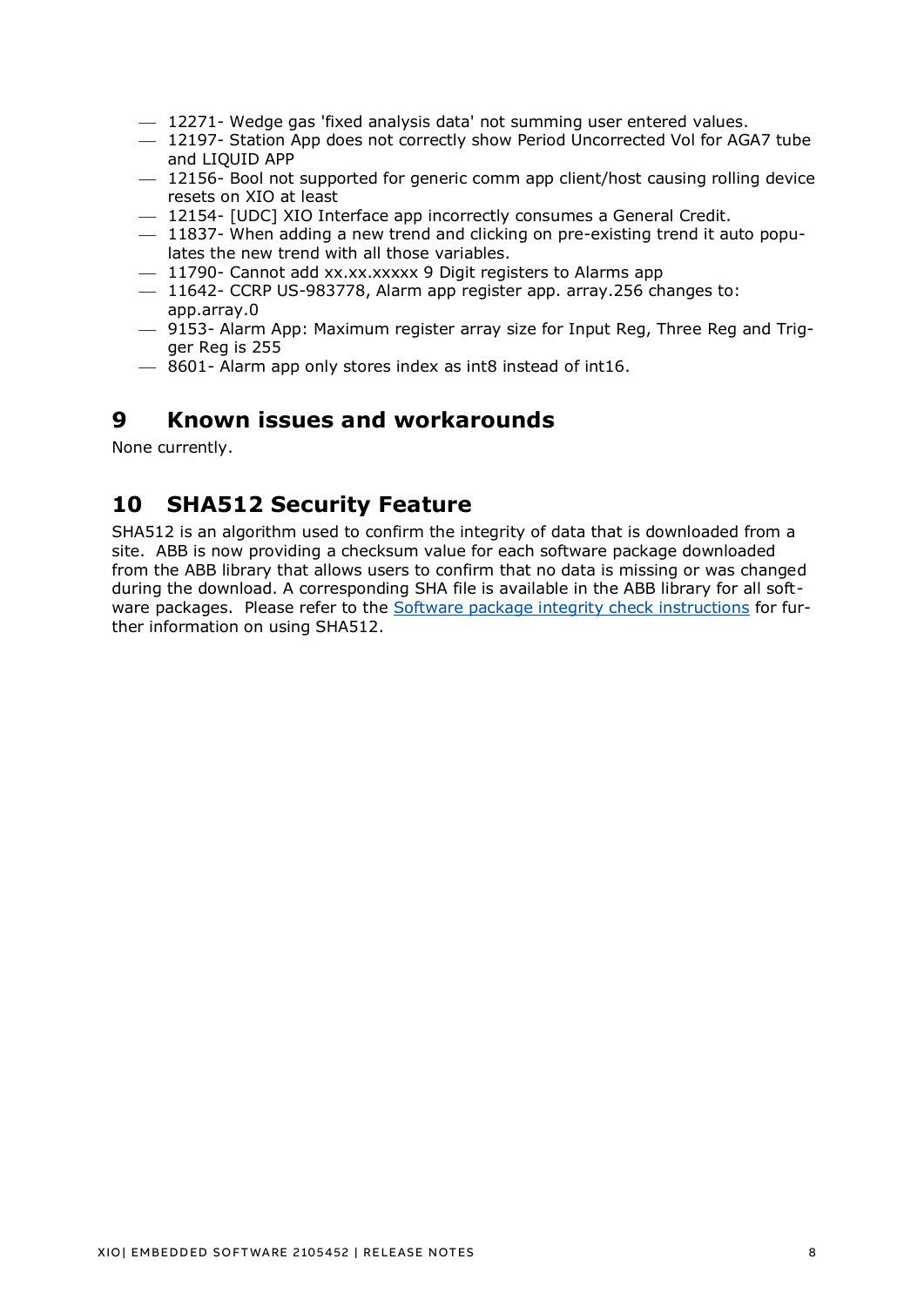- 12271- Wedge gas 'fixed analysis data' not summing user entered values.
- 12197- Station App does not correctly show Period Uncorrected Vol for AGA7 tube and LIQUID APP
- 12156- Bool not supported for generic comm app client/host causing rolling device resets on XIO at least
- 12154- [UDC] XIO Interface app incorrectly consumes a General Credit.
- 11837- When adding a new trend and clicking on pre-existing trend it auto populates the new trend with all those variables.
- 11790- Cannot add xx.xx.xxxxx 9 Digit registers to Alarms app
- 11642- CCRP US-983778, Alarm app register app. array.256 changes to: app.array.0
- 9153- Alarm App: Maximum register array size for Input Reg, Three Reg and Trigger Reg is 255
- 8601- Alarm app only stores index as int8 instead of int16.

# 9 Known issues and workarounds

None currently.

# 10 SHA512 Security Feature

SHA512 is an algorithm used to confirm the integrity of data that is downloaded from a site. ABB is now providing a checksum value for each software package downloaded from the ABB library that allows users to confirm that no data is missing or was changed during the download. A corresponding SHA file is available in the ABB library for all software packages. Please refer to the Software package integrity check instructions for further information on using SHA512.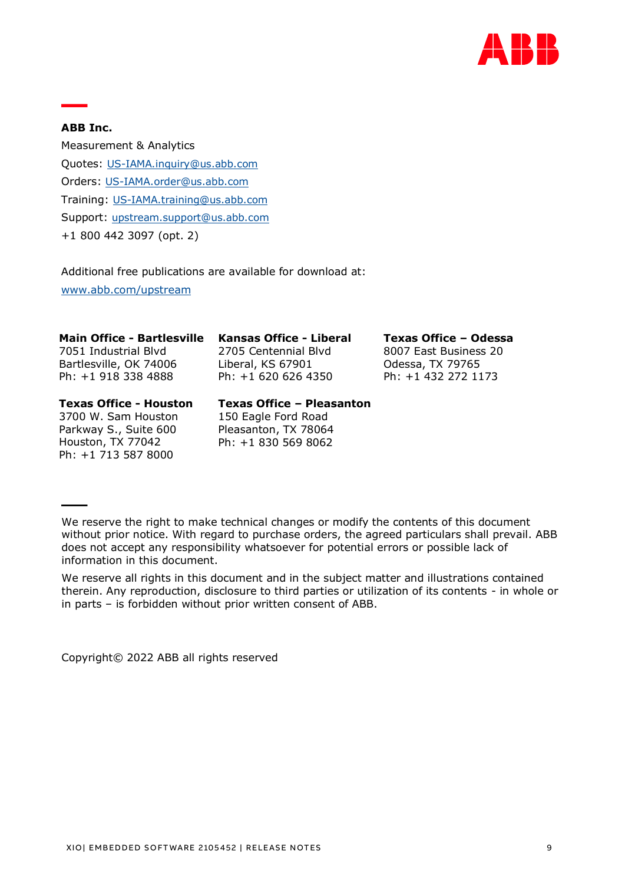**ABB Inc.**

Measurement & Analytics

Quotes: US-IAMA.inquiry@us.abb.com

Orders: US-IAMA.order@us.abb.com

Training: US-IAMA.training@us.abb.com

Support: upstream.support@us.abb.com

+1 800 442 3097 (opt. 2)

Additional free publications are available for download at:

www.abb.com/upstream

**Main Office - Bartlesville**
7051 Industrial Blvd
Bartlesville, OK 74006
Ph: +1 918 338 4888

**Kansas Office - Liberal**
2705 Centennial Blvd
Liberal, KS 67901
Ph: +1 620 626 4350

**Texas Office – Odessa**
8007 East Business 20
Odessa, TX 79765
Ph: +1 432 272 1173

**Texas Office - Houston**
3700 W. Sam Houston
Parkway S., Suite 600
Houston, TX 77042
Ph: +1 713 587 8000

**Texas Office – Pleasanton**
150 Eagle Ford Road
Pleasanton, TX 78064
Ph: +1 830 569 8062

We reserve the right to make technical changes or modify the contents of this document without prior notice. With regard to purchase orders, the agreed particulars shall prevail. ABB does not accept any responsibility whatsoever for potential errors or possible lack of information in this document.

We reserve all rights in this document and in the subject matter and illustrations contained therein. Any reproduction, disclosure to third parties or utilization of its contents - in whole or in parts – is forbidden without prior written consent of ABB.

Copyright© 2022 ABB all rights reserved